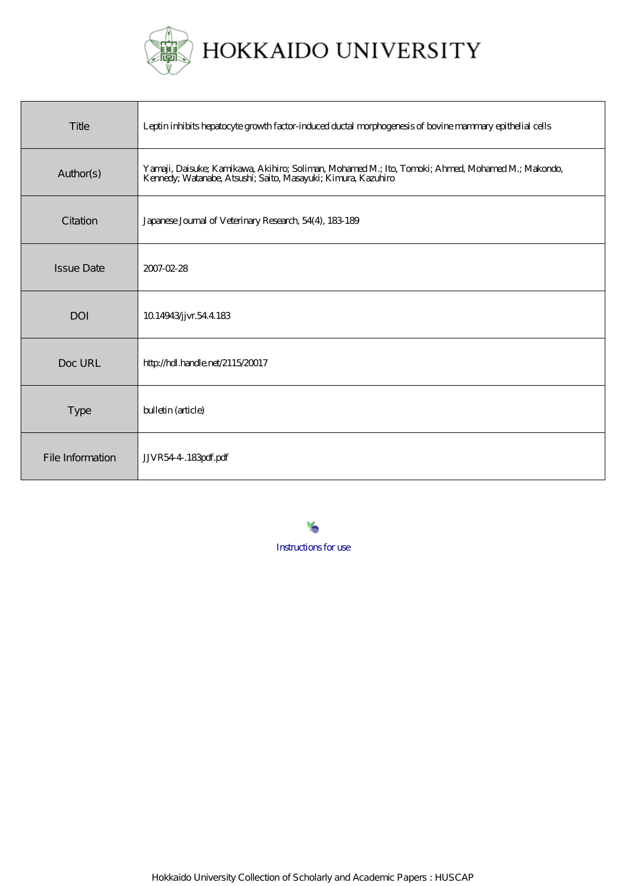HOKKAIDO UNIVERSITY

| Title | Leptin inhibits hepatocyte growth factor-induced ductal morphogenesis of bovine mammary epithelial cells |
| --- | --- |
| Author(s) | Yamaji, Daisuke; Kamikawa, Akihiro; Soliman, Mohamed M.; Ito, Tomoki; Ahmed, Mohamed M.; Makondo, Kennedy; Watanabe, Atsushi; Saito, Masayuki; Kimura, Kazuhiro |
| Citation | Japanese Journal of Veterinary Research, 54(4), 183-189 |
| Issue Date | 2007-02-28 |
| DOI | 10.14943/jjvr.54.4.183 |
| Doc URL | http://hdl.handle.net/2115/20017 |
| Type | bulletin (article) |
| File Information | JJVR54-4-.183pdf.pdf |

Instructions for use

Hokkaido University Collection of Scholarly and Academic Papers : HUSCAP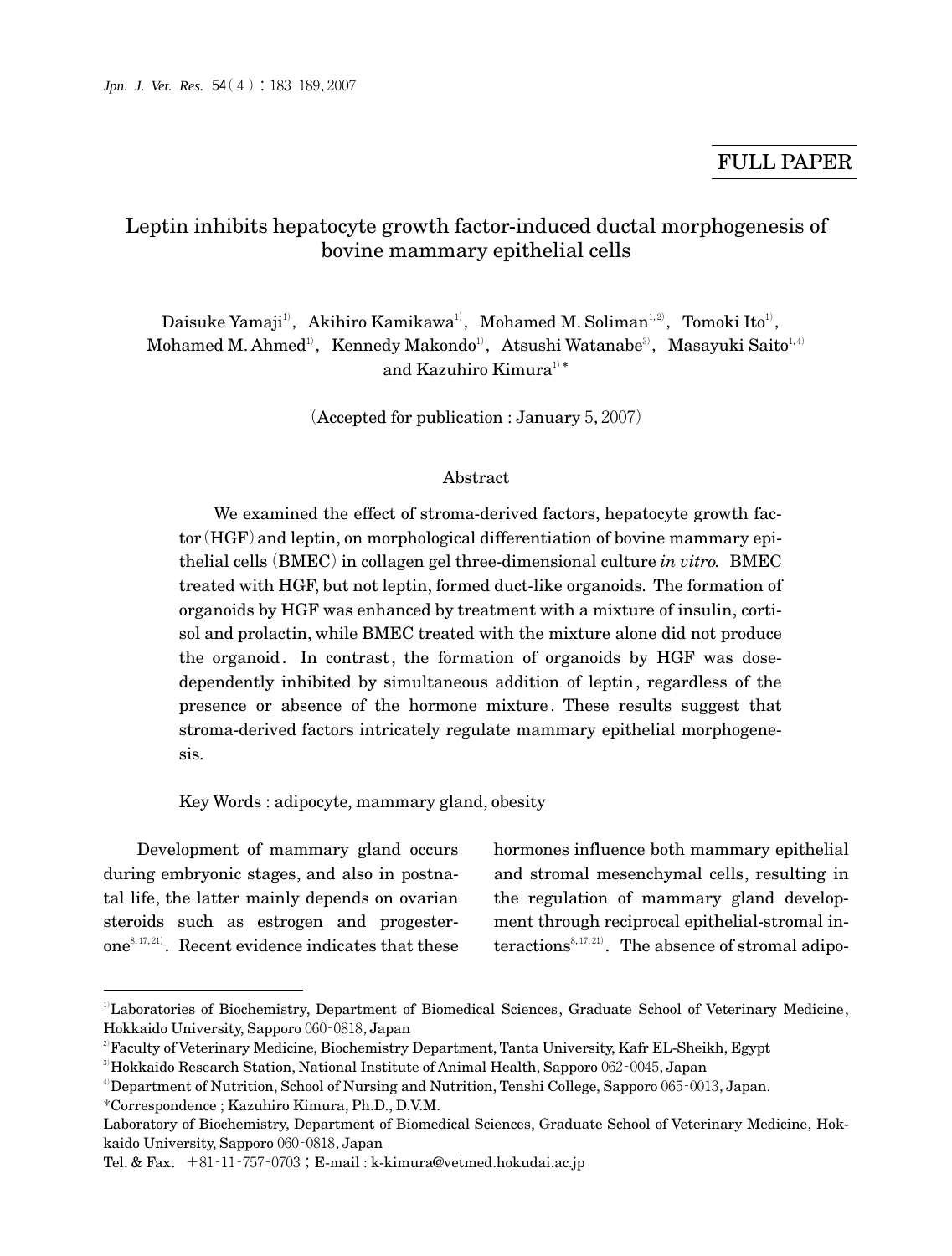FULL PAPER

# Leptin inhibits hepatocyte growth factor-induced ductal morphogenesis of bovine mammary epithelial cells

Daisuke Yamaji[1], Akihiro Kamikawa[1], Mohamed M. Soliman[1,2], Tomoki Ito[1], Mohamed M. Ahmed[1], Kennedy Makondo[1], Atsushi Watanabe[3], Masayuki Saito[1,4] and Kazuhiro Kimura[1]*

(Accepted for publication : January 5, 2007)

## Abstract

We examined the effect of stroma-derived factors, hepatocyte growth factor (HGF) and leptin, on morphological differentiation of bovine mammary epithelial cells (BMEC) in collagen gel three-dimensional culture *in vitro*. BMEC treated with HGF, but not leptin, formed duct-like organoids. The formation of organoids by HGF was enhanced by treatment with a mixture of insulin, cortisol and prolactin, while BMEC treated with the mixture alone did not produce the organoid. In contrast, the formation of organoids by HGF was dose-dependently inhibited by simultaneous addition of leptin, regardless of the presence or absence of the hormone mixture. These results suggest that stroma-derived factors intricately regulate mammary epithelial morphogenesis.

Key Words : adipocyte, mammary gland, obesity

Development of mammary gland occurs during embryonic stages, and also in postnatal life, the latter mainly depends on ovarian steroids such as estrogen and progesterone[8,17,21]. Recent evidence indicates that these hormones influence both mammary epithelial and stromal mesenchymal cells, resulting in the regulation of mammary gland development through reciprocal epithelial-stromal interactions[8,17,21]. The absence of stromal adipo-

---

[1] Laboratories of Biochemistry, Department of Biomedical Sciences, Graduate School of Veterinary Medicine, Hokkaido University, Sapporo 060-0818, Japan

[2] Faculty of Veterinary Medicine, Biochemistry Department, Tanta University, Kafr EL-Sheikh, Egypt

[3] Hokkaido Research Station, National Institute of Animal Health, Sapporo 062-0045, Japan

[4] Department of Nutrition, School of Nursing and Nutrition, Tenshi College, Sapporo 065-0013, Japan.

*Correspondence ; Kazuhiro Kimura, Ph.D., D.V.M.

Laboratory of Biochemistry, Department of Biomedical Sciences, Graduate School of Veterinary Medicine, Hokkaido University, Sapporo 060-0818, Japan

Tel. & Fax. +81-11-757-0703 ; E-mail : k-kimura@vetmed.hokudai.ac.jp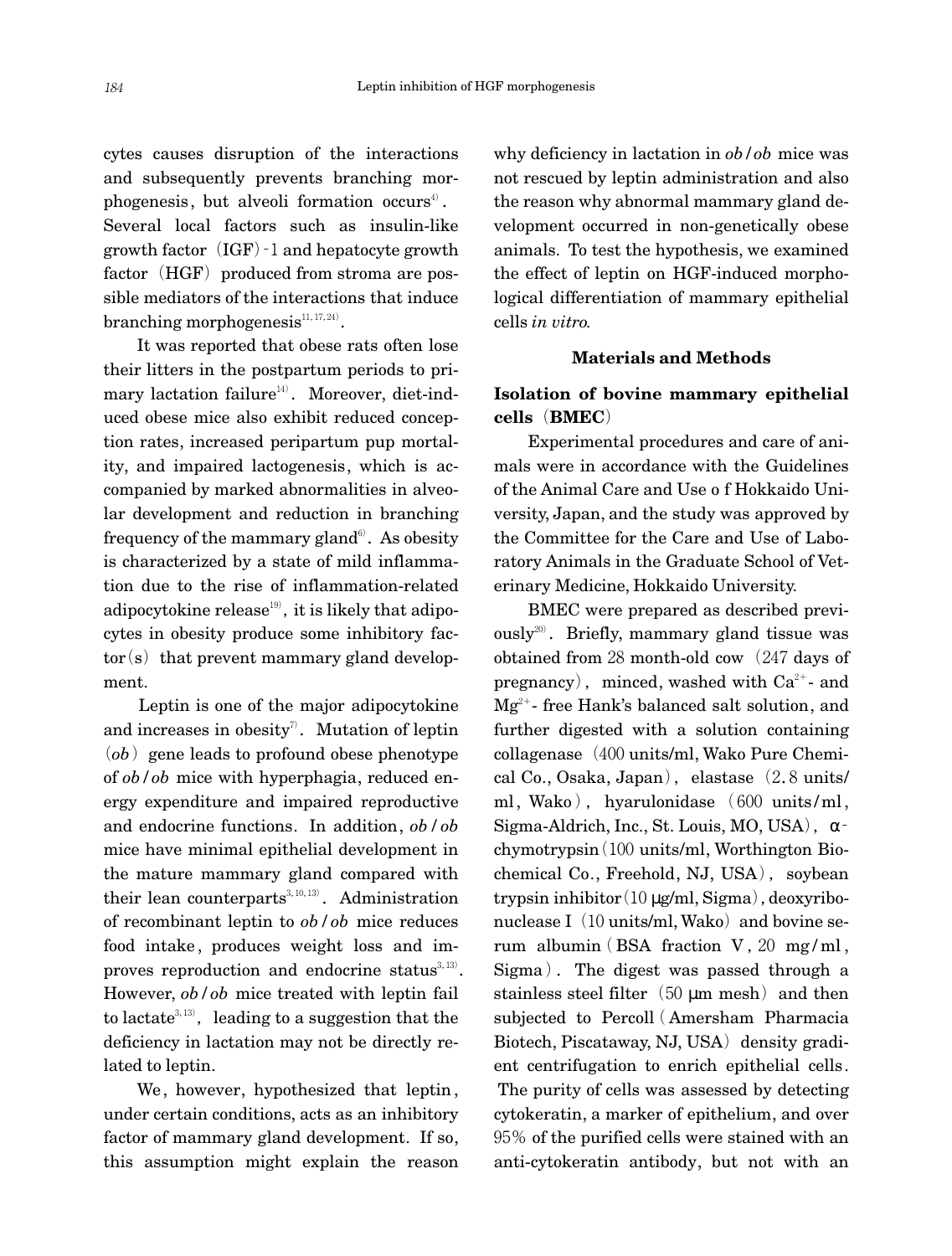cytes causes disruption of the interactions and subsequently prevents branching morphogenesis, but alveoli formation occurs[4]. Several local factors such as insulin-like growth factor (IGF)-1 and hepatocyte growth factor (HGF) produced from stroma are possible mediators of the interactions that induce branching morphogenesis[11,17,24].

It was reported that obese rats often lose their litters in the postpartum periods to primary lactation failure[14]. Moreover, diet-induced obese mice also exhibit reduced conception rates, increased peripartum pup mortality, and impaired lactogenesis, which is accompanied by marked abnormalities in alveolar development and reduction in branching frequency of the mammary gland[6]. As obesity is characterized by a state of mild inflammation due to the rise of inflammation-related adipocytokine release[19], it is likely that adipocytes in obesity produce some inhibitory factor(s) that prevent mammary gland development.

Leptin is one of the major adipocytokine and increases in obesity[7]. Mutation of leptin (*ob*) gene leads to profound obese phenotype of *ob*/*ob* mice with hyperphagia, reduced energy expenditure and impaired reproductive and endocrine functions. In addition, *ob*/*ob* mice have minimal epithelial development in the mature mammary gland compared with their lean counterparts[3,10,13]. Administration of recombinant leptin to *ob*/*ob* mice reduces food intake, produces weight loss and improves reproduction and endocrine status[3,13]. However, *ob*/*ob* mice treated with leptin fail to lactate[3,13], leading to a suggestion that the deficiency in lactation may not be directly related to leptin.

We, however, hypothesized that leptin, under certain conditions, acts as an inhibitory factor of mammary gland development. If so, this assumption might explain the reason why deficiency in lactation in *ob*/*ob* mice was not rescued by leptin administration and also the reason why abnormal mammary gland development occurred in non-genetically obese animals. To test the hypothesis, we examined the effect of leptin on HGF-induced morphological differentiation of mammary epithelial cells *in vitro*.

## Materials and Methods

### Isolation of bovine mammary epithelial cells (BMEC)

Experimental procedures and care of animals were in accordance with the Guidelines of the Animal Care and Use o f Hokkaido University, Japan, and the study was approved by the Committee for the Care and Use of Laboratory Animals in the Graduate School of Veterinary Medicine, Hokkaido University.

BMEC were prepared as described previously[20]. Briefly, mammary gland tissue was obtained from 28 month-old cow (247 days of pregnancy), minced, washed with $Ca^{2+}$- and $Mg^{2+}$- free Hank's balanced salt solution, and further digested with a solution containing collagenase (400 units/ml, Wako Pure Chemical Co., Osaka, Japan), elastase (2.8 units/ml, Wako), hyarulonidase (600 units/ml, Sigma-Aldrich, Inc., St. Louis, MO, USA), α-chymotrypsin (100 units/ml, Worthington Biochemical Co., Freehold, NJ, USA), soybean trypsin inhibitor (10 μg/ml, Sigma), deoxyribonuclease I (10 units/ml, Wako) and bovine serum albumin (BSA fraction V, 20 mg/ml, Sigma). The digest was passed through a stainless steel filter (50 μm mesh) and then subjected to Percoll (Amersham Pharmacia Biotech, Piscataway, NJ, USA) density gradient centrifugation to enrich epithelial cells. The purity of cells was assessed by detecting cytokeratin, a marker of epithelium, and over 95% of the purified cells were stained with an anti-cytokeratin antibody, but not with an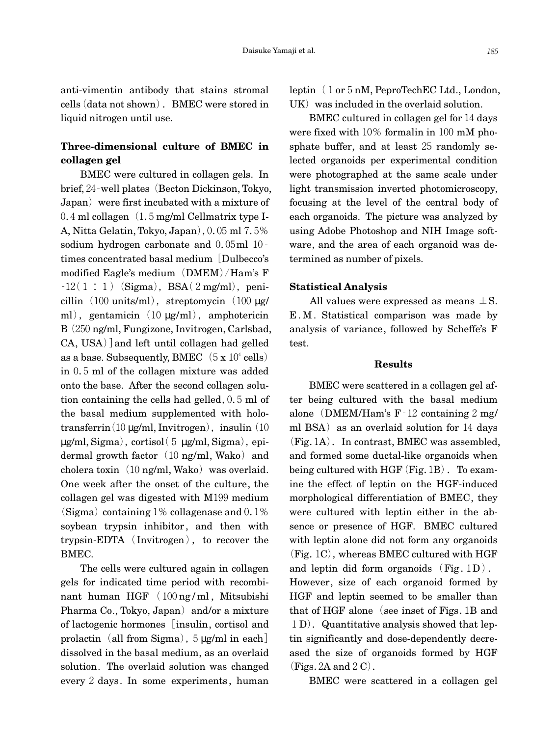anti-vimentin antibody that stains stromal cells (data not shown). BMEC were stored in liquid nitrogen until use.

### Three-dimensional culture of BMEC in collagen gel

BMEC were cultured in collagen gels. In brief, 24-well plates (Becton Dickinson, Tokyo, Japan) were first incubated with a mixture of 0.4 ml collagen (1.5 mg/ml Cellmatrix type I-A, Nitta Gelatin, Tokyo, Japan), 0.05 ml 7.5% sodium hydrogen carbonate and 0.05ml 10-times concentrated basal medium [Dulbecco's modified Eagle's medium (DMEM)/Ham's F-12 (1 : 1) (Sigma), BSA (2 mg/ml), penicillin (100 units/ml), streptomycin (100 μg/ml), gentamicin (10 μg/ml), amphotericin B (250 ng/ml, Fungizone, Invitrogen, Carlsbad, CA, USA)] and left until collagen had gelled as a base. Subsequently, BMEC ($5 \times 10^4$ cells) in 0.5 ml of the collagen mixture was added onto the base. After the second collagen solution containing the cells had gelled, 0.5 ml of the basal medium supplemented with holo-transferrin (10 μg/ml, Invitrogen), insulin (10 μg/ml, Sigma), cortisol (5 μg/ml, Sigma), epidermal growth factor (10 ng/ml, Wako) and cholera toxin (10 ng/ml, Wako) was overlaid. One week after the onset of the culture, the collagen gel was digested with M199 medium (Sigma) containing 1% collagenase and 0.1% soybean trypsin inhibitor, and then with trypsin-EDTA (Invitrogen), to recover the BMEC.

The cells were cultured again in collagen gels for indicated time period with recombinant human HGF (100 ng/ml, Mitsubishi Pharma Co., Tokyo, Japan) and/or a mixture of lactogenic hormones [insulin, cortisol and prolactin (all from Sigma), 5 μg/ml in each] dissolved in the basal medium, as an overlaid solution. The overlaid solution was changed every 2 days. In some experiments, human leptin (1 or 5 nM, PeproTechEC Ltd., London, UK) was included in the overlaid solution.

BMEC cultured in collagen gel for 14 days were fixed with 10% formalin in 100 mM phosphate buffer, and at least 25 randomly selected organoids per experimental condition were photographed at the same scale under light transmission inverted photomicroscopy, focusing at the level of the central body of each organoids. The picture was analyzed by using Adobe Photoshop and NIH Image software, and the area of each organoid was determined as number of pixels.

### Statistical Analysis

All values were expressed as means ±S.E.M. Statistical comparison was made by analysis of variance, followed by Scheffe's F test.

## Results

BMEC were scattered in a collagen gel after being cultured with the basal medium alone (DMEM/Ham's F-12 containing 2 mg/ml BSA) as an overlaid solution for 14 days (Fig. 1A). In contrast, BMEC was assembled, and formed some ductal-like organoids when being cultured with HGF (Fig. 1B). To examine the effect of leptin on the HGF-induced morphological differentiation of BMEC, they were cultured with leptin either in the absence or presence of HGF. BMEC cultured with leptin alone did not form any organoids (Fig. 1C), whereas BMEC cultured with HGF and leptin did form organoids (Fig. 1D). However, size of each organoid formed by HGF and leptin seemed to be smaller than that of HGF alone (see inset of Figs. 1B and 1D). Quantitative analysis showed that leptin significantly and dose-dependently decreased the size of organoids formed by HGF (Figs. 2A and 2C).

BMEC were scattered in a collagen gel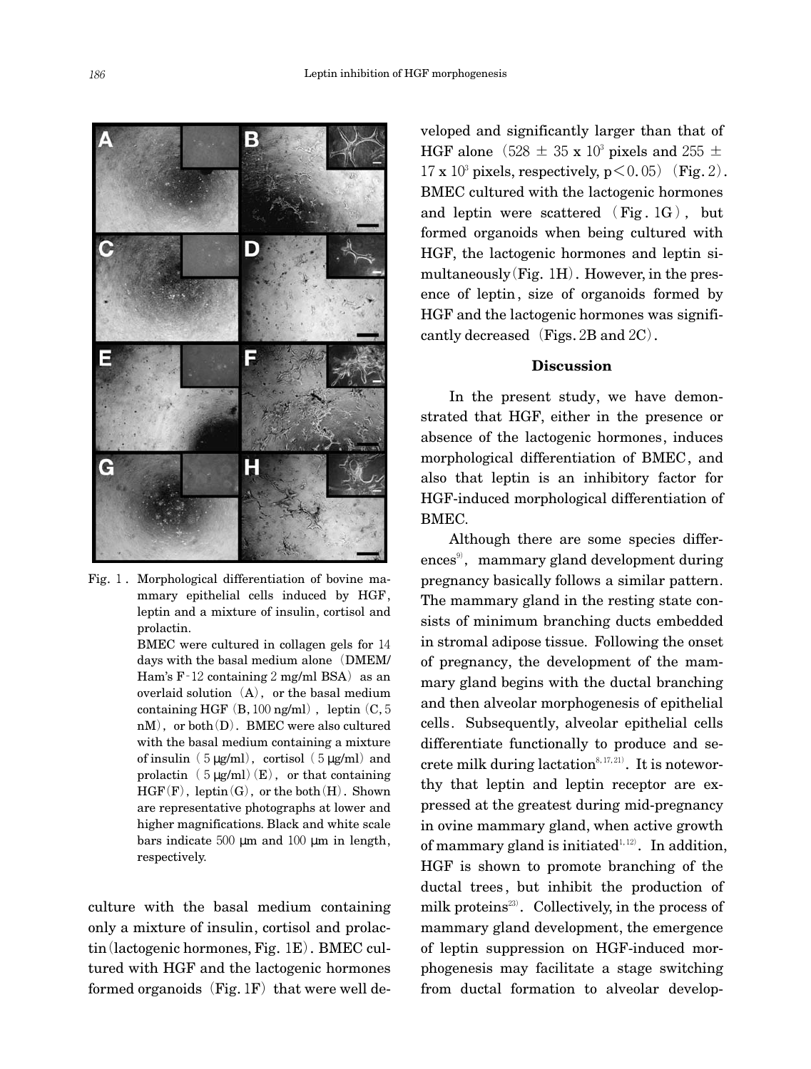Fig. 1. Morphological differentiation of bovine mammary epithelial cells induced by HGF, leptin and a mixture of insulin, cortisol and prolactin.

BMEC were cultured in collagen gels for 14 days with the basal medium alone (DMEM/Ham's F-12 containing 2 mg/ml BSA) as an overlaid solution (A), or the basal medium containing HGF (B, 100 ng/ml), leptin (C, 5 nM), or both (D). BMEC were also cultured with the basal medium containing a mixture of insulin (5 μg/ml), cortisol (5 μg/ml) and prolactin (5 μg/ml) (E), or that containing HGF (F), leptin (G), or the both (H). Shown are representative photographs at lower and higher magnifications. Black and white scale bars indicate 500 μm and 100 μm in length, respectively.

culture with the basal medium containing only a mixture of insulin, cortisol and prolactin (lactogenic hormones, Fig. 1E). BMEC cultured with HGF and the lactogenic hormones formed organoids (Fig. 1F) that were well developed and significantly larger than that of HGF alone ($528 \pm 35 \times 10^3$ pixels and $255 \pm 17 \times 10^3$ pixels, respectively, $p < 0.05$) (Fig. 2). BMEC cultured with the lactogenic hormones and leptin were scattered (Fig. 1G), but formed organoids when being cultured with HGF, the lactogenic hormones and leptin simultaneously (Fig. 1H). However, in the presence of leptin, size of organoids formed by HGF and the lactogenic hormones was significantly decreased (Figs. 2B and 2C).

## Discussion

In the present study, we have demonstrated that HGF, either in the presence or absence of the lactogenic hormones, induces morphological differentiation of BMEC, and also that leptin is an inhibitory factor for HGF-induced morphological differentiation of BMEC.

Although there are some species differences[9], mammary gland development during pregnancy basically follows a similar pattern. The mammary gland in the resting state consists of minimum branching ducts embedded in stromal adipose tissue. Following the onset of pregnancy, the development of the mammary gland begins with the ductal branching and then alveolar morphogenesis of epithelial cells. Subsequently, alveolar epithelial cells differentiate functionally to produce and secrete milk during lactation[8,17,21]. It is noteworthy that leptin and leptin receptor are expressed at the greatest during mid-pregnancy in ovine mammary gland, when active growth of mammary gland is initiated[1,12]. In addition, HGF is shown to promote branching of the ductal trees, but inhibit the production of milk proteins[23]. Collectively, in the process of mammary gland development, the emergence of leptin suppression on HGF-induced morphogenesis may facilitate a stage switching from ductal formation to alveolar develop-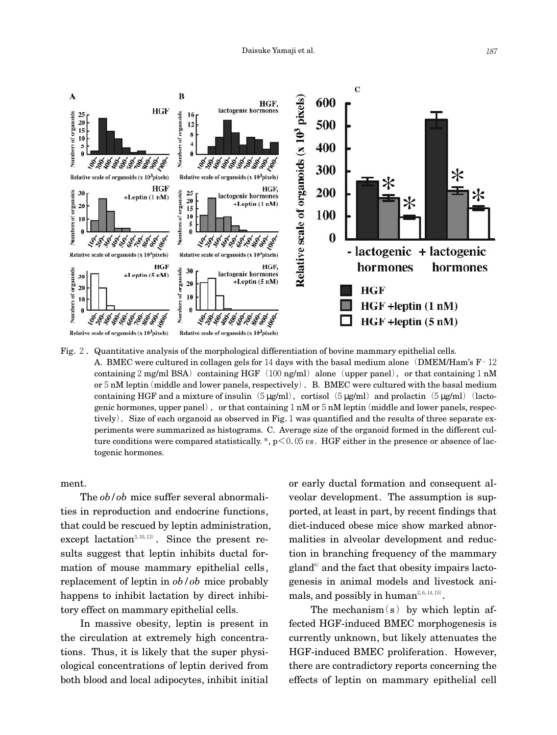Fig. 2. Quantitative analysis of the morphological differentiation of bovine mammary epithelial cells.
A. BMEC were cultured in collagen gels for 14 days with the basal medium alone (DMEM/Ham's F-12 containing 2 mg/ml BSA) containing HGF (100 ng/ml) alone (upper panel), or that containing 1 nM or 5 nM leptin (middle and lower panels, respectively). B. BMEC were cultured with the basal medium containing HGF and a mixture of insulin (5 μg/ml), cortisol (5 μg/ml) and prolactin (5 μg/ml) (lactogenic hormones, upper panel), or that containing 1 nM or 5 nM leptin (middle and lower panels, respectively). Size of each organoid as observed in Fig. 1 was quantified and the results of three separate experiments were summarized as histograms. C. Average size of the organoid formed in the different culture conditions were compared statistically. *, $p < 0.05$ *vs*. HGF either in the presence or absence of lactogenic hormones.

ment.

The *ob/ob* mice suffer several abnormalities in reproduction and endocrine functions, that could be rescued by leptin administration, except lactation[3,10,13]. Since the present results suggest that leptin inhibits ductal formation of mouse mammary epithelial cells, replacement of leptin in *ob/ob* mice probably happens to inhibit lactation by direct inhibitory effect on mammary epithelial cells.

In massive obesity, leptin is present in the circulation at extremely high concentrations. Thus, it is likely that the super physiological concentrations of leptin derived from both blood and local adipocytes, inhibit initial or early ductal formation and consequent alveolar development. The assumption is supported, at least in part, by recent findings that diet-induced obese mice show marked abnormalities in alveolar development and reduction in branching frequency of the mammary gland[6] and the fact that obesity impairs lactogenesis in animal models and livestock animals, and possibly in human[2,6,14,15].

The mechanism(s) by which leptin affected HGF-induced BMEC morphogenesis is currently unknown, but likely attenuates the HGF-induced BMEC proliferation. However, there are contradictory reports concerning the effects of leptin on mammary epithelial cell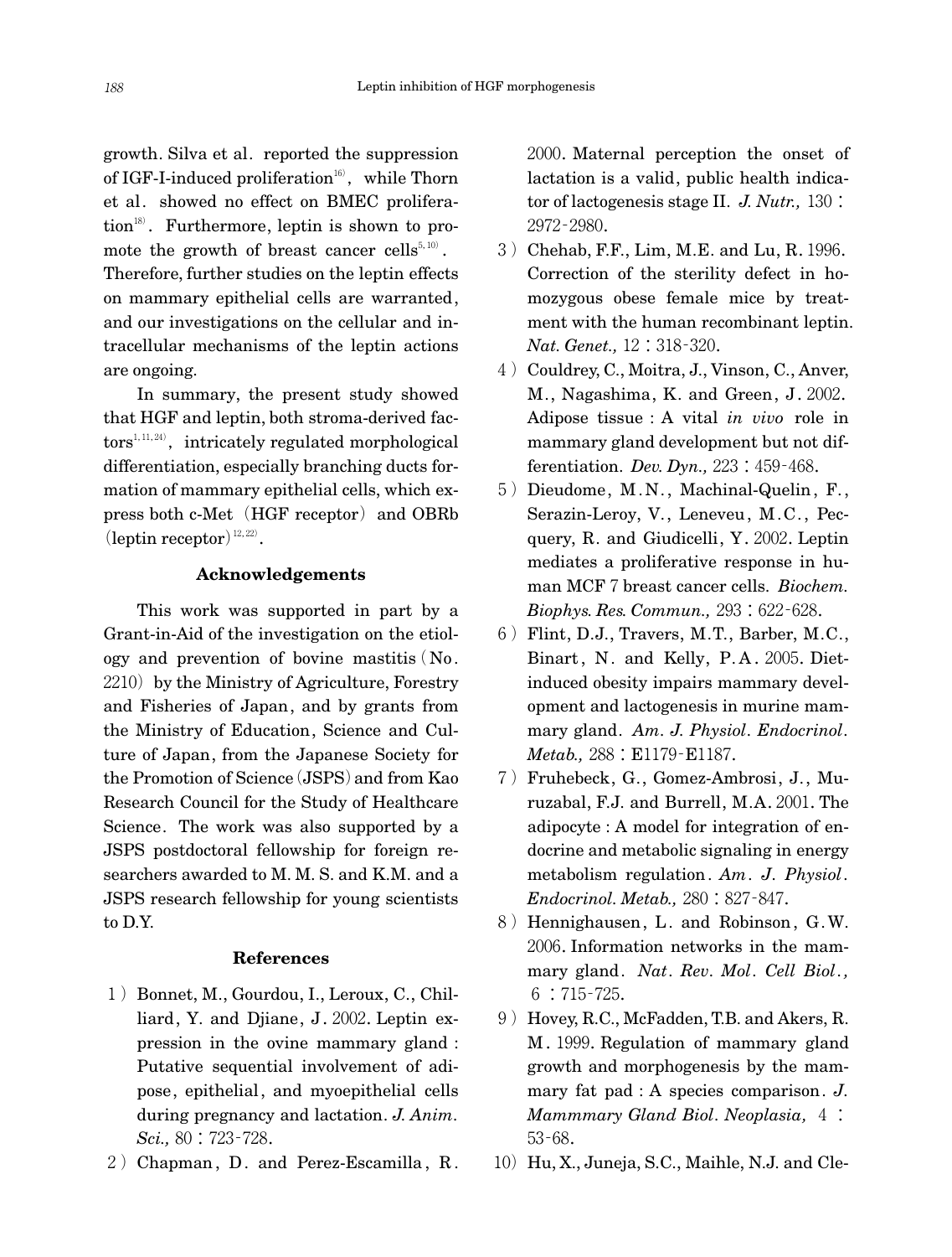growth. Silva et al. reported the suppression of IGF-I-induced proliferation[16], while Thorn et al. showed no effect on BMEC proliferation[18]. Furthermore, leptin is shown to promote the growth of breast cancer cells[5,10]. Therefore, further studies on the leptin effects on mammary epithelial cells are warranted, and our investigations on the cellular and intracellular mechanisms of the leptin actions are ongoing.

In summary, the present study showed that HGF and leptin, both stroma-derived factors[1,11,24], intricately regulated morphological differentiation, especially branching ducts formation of mammary epithelial cells, which express both c-Met (HGF receptor) and OBRb (leptin receptor)[12,22].

### Acknowledgements

This work was supported in part by a Grant-in-Aid of the investigation on the etiology and prevention of bovine mastitis (No. 2210) by the Ministry of Agriculture, Forestry and Fisheries of Japan, and by grants from the Ministry of Education, Science and Culture of Japan, from the Japanese Society for the Promotion of Science (JSPS) and from Kao Research Council for the Study of Healthcare Science. The work was also supported by a JSPS postdoctoral fellowship for foreign researchers awarded to M. M. S. and K.M. and a JSPS research fellowship for young scientists to D.Y.

### References

1) Bonnet, M., Gourdou, I., Leroux, C., Chilliard, Y. and Djiane, J. 2002. Leptin expression in the ovine mammary gland : Putative sequential involvement of adipose, epithelial, and myoepithelial cells during pregnancy and lactation. *J. Anim. Sci.,* 80 : 723-728.

2) Chapman, D. and Perez-Escamilla, R. 2000. Maternal perception the onset of lactation is a valid, public health indicator of lactogenesis stage II. *J. Nutr.,* 130 : 2972-2980.

3) Chehab, F.F., Lim, M.E. and Lu, R. 1996. Correction of the sterility defect in homozygous obese female mice by treatment with the human recombinant leptin. *Nat. Genet.,* 12 : 318-320.

4) Couldrey, C., Moitra, J., Vinson, C., Anver, M., Nagashima, K. and Green, J. 2002. Adipose tissue : A vital *in vivo* role in mammary gland development but not differentiation. *Dev. Dyn.,* 223 : 459-468.

5) Dieudome, M.N., Machinal-Quelin, F., Serazin-Leroy, V., Leneveu, M.C., Pecquery, R. and Giudicelli, Y. 2002. Leptin mediates a proliferative response in human MCF 7 breast cancer cells. *Biochem. Biophys. Res. Commun.,* 293 : 622-628.

6) Flint, D.J., Travers, M.T., Barber, M.C., Binart, N. and Kelly, P.A. 2005. Diet-induced obesity impairs mammary development and lactogenesis in murine mammary gland. *Am. J. Physiol. Endocrinol. Metab.,* 288 : E1179-E1187.

7) Fruhebeck, G., Gomez-Ambrosi, J., Muruzabal, F.J. and Burrell, M.A. 2001. The adipocyte : A model for integration of endocrine and metabolic signaling in energy metabolism regulation. *Am. J. Physiol. Endocrinol. Metab.,* 280 : 827-847.

8) Hennighausen, L. and Robinson, G.W. 2006. Information networks in the mammary gland. *Nat. Rev. Mol. Cell Biol.,* 6 : 715-725.

9) Hovey, R.C., McFadden, T.B. and Akers, R. M. 1999. Regulation of mammary gland growth and morphogenesis by the mammary fat pad : A species comparison. *J. Mammmary Gland Biol. Neoplasia,* 4 : 53-68.

10) Hu, X., Juneja, S.C., Maihle, N.J. and Cle-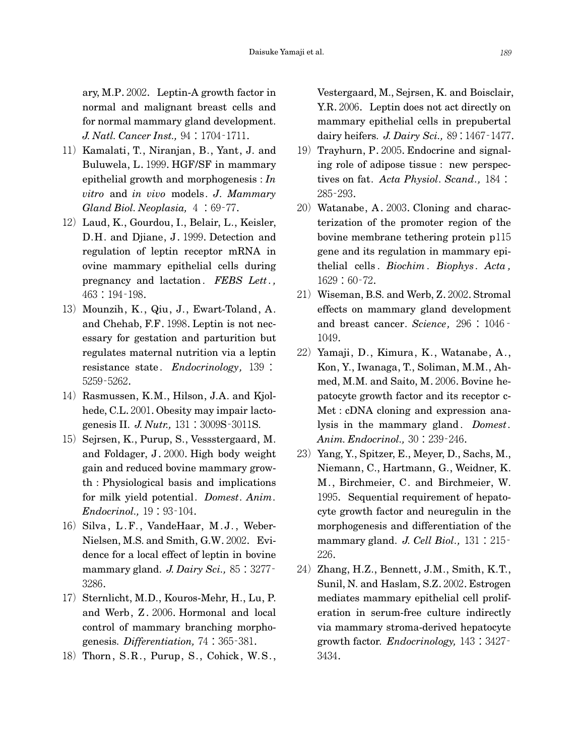ary, M.P. 2002. Leptin-A growth factor in normal and malignant breast cells and for normal mammary gland development. *J. Natl. Cancer Inst.,* 94：1704-1711.

11) Kamalati, T., Niranjan, B., Yant, J. and Buluwela, L. 1999. HGF/SF in mammary epithelial growth and morphogenesis : *In vitro* and *in vivo* models. *J. Mammary Gland Biol. Neoplasia,* 4：69-77.

12) Laud, K., Gourdou, I., Belair, L., Keisler, D.H. and Djiane, J. 1999. Detection and regulation of leptin receptor mRNA in ovine mammary epithelial cells during pregnancy and lactation. *FEBS Lett.,* 463：194-198.

13) Mounzih, K., Qiu, J., Ewart-Toland, A. and Chehab, F.F. 1998. Leptin is not necessary for gestation and parturition but regulates maternal nutrition via a leptin resistance state. *Endocrinology,* 139：5259-5262.

14) Rasmussen, K.M., Hilson, J.A. and Kjolhede, C.L. 2001. Obesity may impair lactogenesis II. *J. Nutr.,* 131：3009S-3011S.

15) Sejrsen, K., Purup, S., Vessstergaard, M. and Foldager, J. 2000. High body weight gain and reduced bovine mammary growth : Physiological basis and implications for milk yield potential. *Domest. Anim. Endocrinol.,* 19：93-104.

16) Silva, L.F., VandeHaar, M.J., Weber-Nielsen, M.S. and Smith, G.W. 2002. Evidence for a local effect of leptin in bovine mammary gland. *J. Dairy Sci.,* 85：3277-3286.

17) Sternlicht, M.D., Kouros-Mehr, H., Lu, P. and Werb, Z. 2006. Hormonal and local control of mammary branching morphogenesis. *Differentiation,* 74：365-381.

18) Thorn, S.R., Purup, S., Cohick, W.S., Vestergaard, M., Sejrsen, K. and Boisclair, Y.R. 2006. Leptin does not act directly on mammary epithelial cells in prepubertal dairy heifers. *J. Dairy Sci.,* 89：1467-1477.

19) Trayhurn, P. 2005. Endocrine and signaling role of adipose tissue : new perspectives on fat. *Acta Physiol. Scand.,* 184：285-293.

20) Watanabe, A. 2003. Cloning and characterization of the promoter region of the bovine membrane tethering protein p115 gene and its regulation in mammary epithelial cells. *Biochim. Biophys. Acta,* 1629：60-72.

21) Wiseman, B.S. and Werb, Z. 2002. Stromal effects on mammary gland development and breast cancer. *Science,* 296：1046-1049.

22) Yamaji, D., Kimura, K., Watanabe, A., Kon, Y., Iwanaga, T., Soliman, M.M., Ahmed, M.M. and Saito, M. 2006. Bovine hepatocyte growth factor and its receptor c-Met : cDNA cloning and expression analysis in the mammary gland. *Domest. Anim. Endocrinol.,* 30：239-246.

23) Yang, Y., Spitzer, E., Meyer, D., Sachs, M., Niemann, C., Hartmann, G., Weidner, K. M., Birchmeier, C. and Birchmeier, W. 1995. Sequential requirement of hepatocyte growth factor and neuregulin in the morphogenesis and differentiation of the mammary gland. *J. Cell Biol.,* 131：215-226.

24) Zhang, H.Z., Bennett, J.M., Smith, K.T., Sunil, N. and Haslam, S.Z. 2002. Estrogen mediates mammary epithelial cell proliferation in serum-free culture indirectly via mammary stroma-derived hepatocyte growth factor. *Endocrinology,* 143：3427-3434.